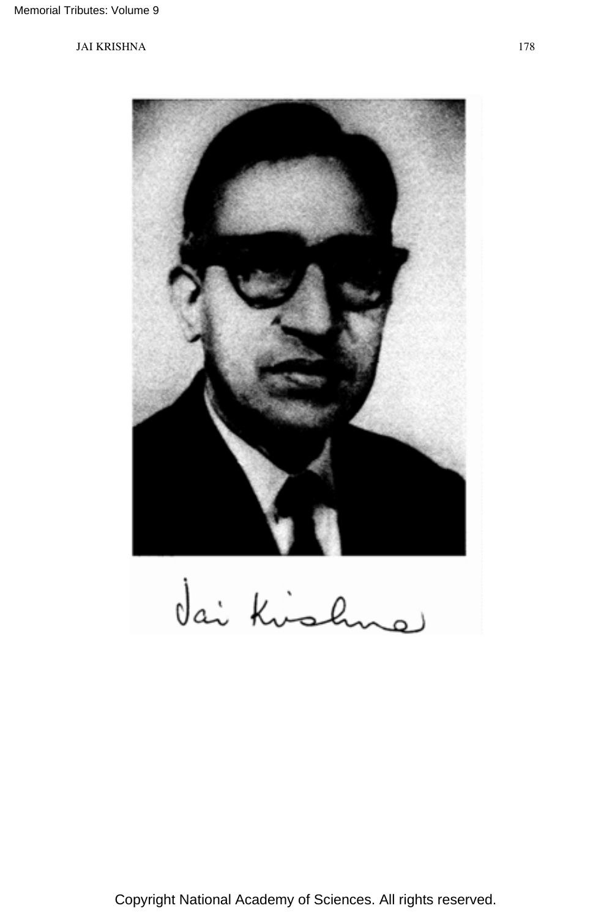Jai Krishna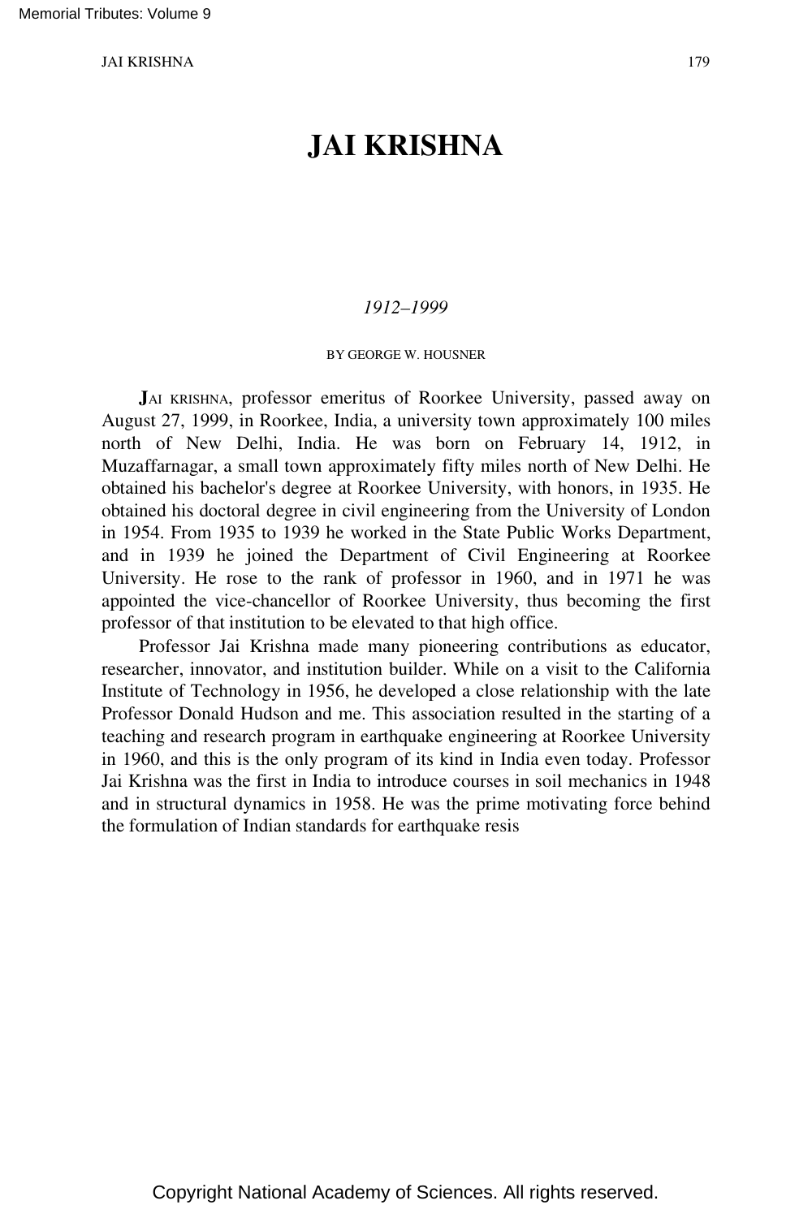# JAI KRISHNA

*1912–1999*

BY GEORGE W. HOUSNER

JAI KRISHNA, professor emeritus of Roorkee University, passed away on August 27, 1999, in Roorkee, India, a university town approximately 100 miles north of New Delhi, India. He was born on February 14, 1912, in Muzaffarnagar, a small town approximately fifty miles north of New Delhi. He obtained his bachelor's degree at Roorkee University, with honors, in 1935. He obtained his doctoral degree in civil engineering from the University of London in 1954. From 1935 to 1939 he worked in the State Public Works Department, and in 1939 he joined the Department of Civil Engineering at Roorkee University. He rose to the rank of professor in 1960, and in 1971 he was appointed the vice-chancellor of Roorkee University, thus becoming the first professor of that institution to be elevated to that high office.

Professor Jai Krishna made many pioneering contributions as educator, researcher, innovator, and institution builder. While on a visit to the California Institute of Technology in 1956, he developed a close relationship with the late Professor Donald Hudson and me. This association resulted in the starting of a teaching and research program in earthquake engineering at Roorkee University in 1960, and this is the only program of its kind in India even today. Professor Jai Krishna was the first in India to introduce courses in soil mechanics in 1948 and in structural dynamics in 1958. He was the prime motivating force behind the formulation of Indian standards for earthquake resis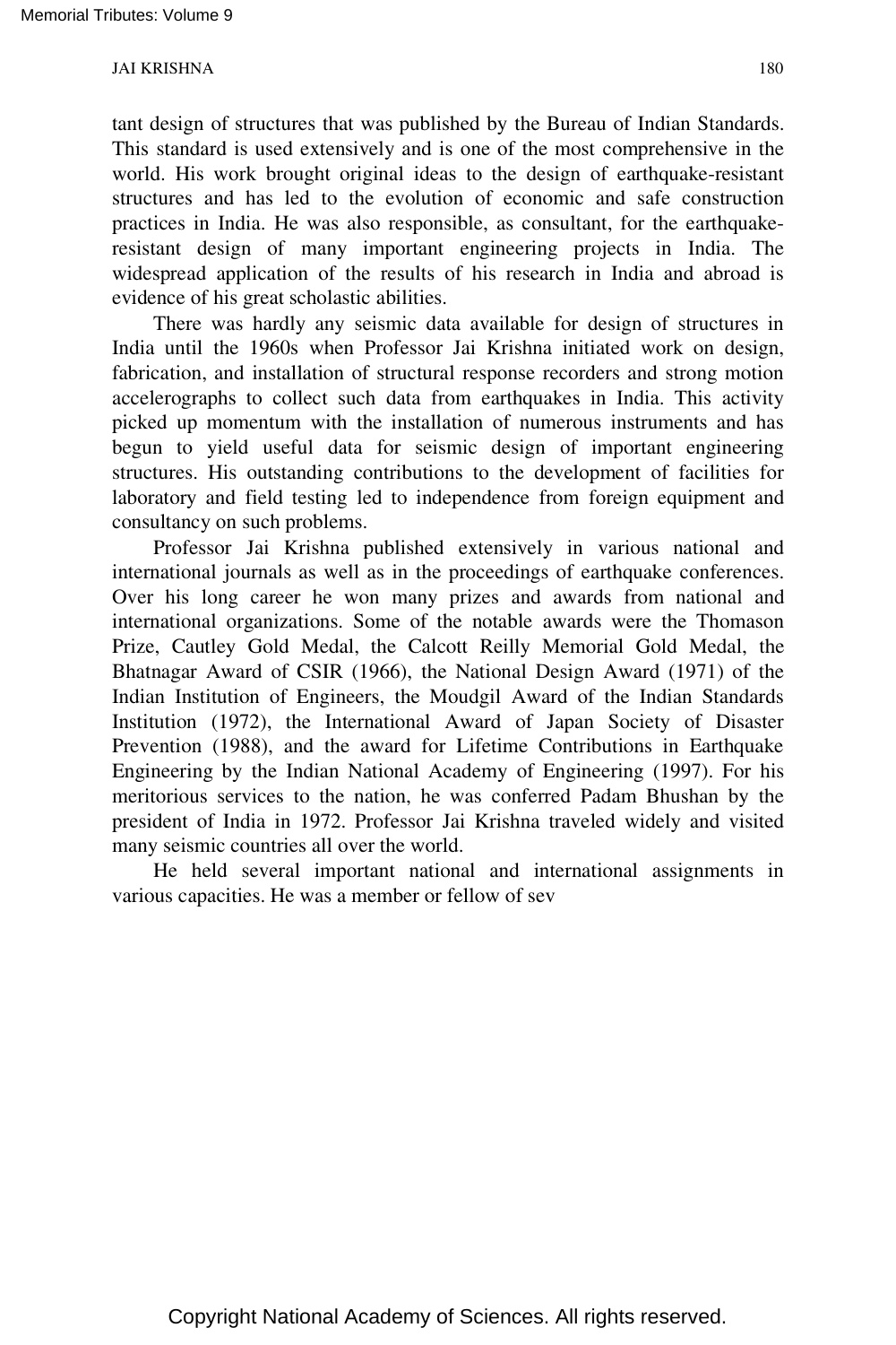tant design of structures that was published by the Bureau of Indian Standards. This standard is used extensively and is one of the most comprehensive in the world. His work brought original ideas to the design of earthquake-resistant structures and has led to the evolution of economic and safe construction practices in India. He was also responsible, as consultant, for the earthquake-resistant design of many important engineering projects in India. The widespread application of the results of his research in India and abroad is evidence of his great scholastic abilities.

There was hardly any seismic data available for design of structures in India until the 1960s when Professor Jai Krishna initiated work on design, fabrication, and installation of structural response recorders and strong motion accelerographs to collect such data from earthquakes in India. This activity picked up momentum with the installation of numerous instruments and has begun to yield useful data for seismic design of important engineering structures. His outstanding contributions to the development of facilities for laboratory and field testing led to independence from foreign equipment and consultancy on such problems.

Professor Jai Krishna published extensively in various national and international journals as well as in the proceedings of earthquake conferences. Over his long career he won many prizes and awards from national and international organizations. Some of the notable awards were the Thomason Prize, Cautley Gold Medal, the Calcott Reilly Memorial Gold Medal, the Bhatnagar Award of CSIR (1966), the National Design Award (1971) of the Indian Institution of Engineers, the Moudgil Award of the Indian Standards Institution (1972), the International Award of Japan Society of Disaster Prevention (1988), and the award for Lifetime Contributions in Earthquake Engineering by the Indian National Academy of Engineering (1997). For his meritorious services to the nation, he was conferred Padam Bhushan by the president of India in 1972. Professor Jai Krishna traveled widely and visited many seismic countries all over the world.

He held several important national and international assignments in various capacities. He was a member or fellow of sev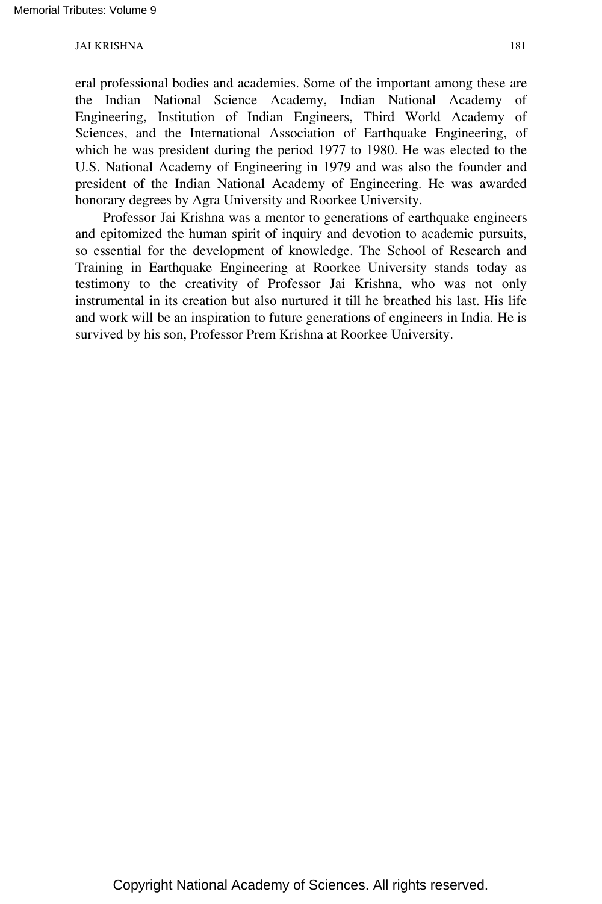eral professional bodies and academies. Some of the important among these are the Indian National Science Academy, Indian National Academy of Engineering, Institution of Indian Engineers, Third World Academy of Sciences, and the International Association of Earthquake Engineering, of which he was president during the period 1977 to 1980. He was elected to the U.S. National Academy of Engineering in 1979 and was also the founder and president of the Indian National Academy of Engineering. He was awarded honorary degrees by Agra University and Roorkee University.

Professor Jai Krishna was a mentor to generations of earthquake engineers and epitomized the human spirit of inquiry and devotion to academic pursuits, so essential for the development of knowledge. The School of Research and Training in Earthquake Engineering at Roorkee University stands today as testimony to the creativity of Professor Jai Krishna, who was not only instrumental in its creation but also nurtured it till he breathed his last. His life and work will be an inspiration to future generations of engineers in India. He is survived by his son, Professor Prem Krishna at Roorkee University.